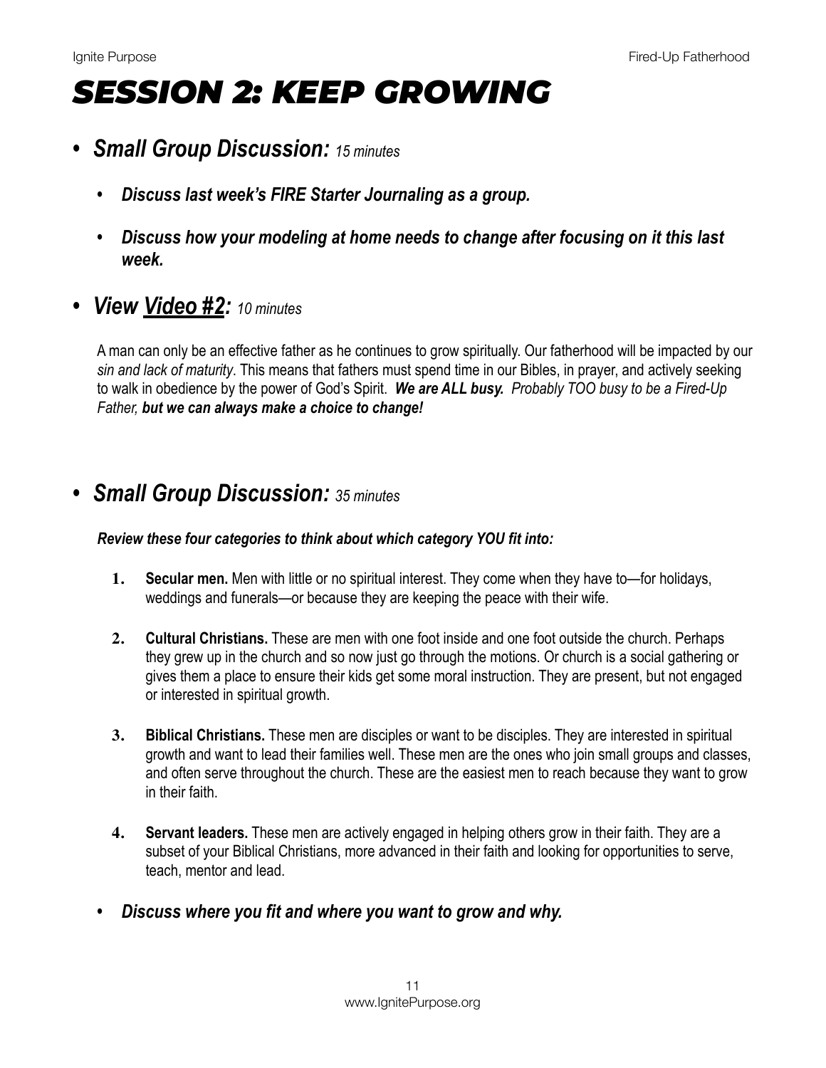# SESSION 2: KEEP GROWING

- ***Small Group Discussion:*** *15 minutes*
    - ***Discuss last week's FIRE Starter Journaling as a group.***
    - ***Discuss how your modeling at home needs to change after focusing on it this last week.***

- ***View Video #2:*** *10 minutes*

    A man can only be an effective father as he continues to grow spiritually. Our fatherhood will be impacted by our *sin and lack of maturity*. This means that fathers must spend time in our Bibles, in prayer, and actively seeking to walk in obedience by the power of God's Spirit. ***We are ALL busy.*** *Probably TOO busy to be a Fired-Up Father,* ***but we can always make a choice to change!***

- ***Small Group Discussion:*** *35 minutes*

    ***Review these four categories to think about which category YOU fit into:***

    1. **Secular men.** Men with little or no spiritual interest. They come when they have to—for holidays, weddings and funerals—or because they are keeping the peace with their wife.
    2. **Cultural Christians.** These are men with one foot inside and one foot outside the church. Perhaps they grew up in the church and so now just go through the motions. Or church is a social gathering or gives them a place to ensure their kids get some moral instruction. They are present, but not engaged or interested in spiritual growth.
    3. **Biblical Christians.** These men are disciples or want to be disciples. They are interested in spiritual growth and want to lead their families well. These men are the ones who join small groups and classes, and often serve throughout the church. These are the easiest men to reach because they want to grow in their faith.
    4. **Servant leaders.** These men are actively engaged in helping others grow in their faith. They are a subset of your Biblical Christians, more advanced in their faith and looking for opportunities to serve, teach, mentor and lead.

    - ***Discuss where you fit and where you want to grow and why.***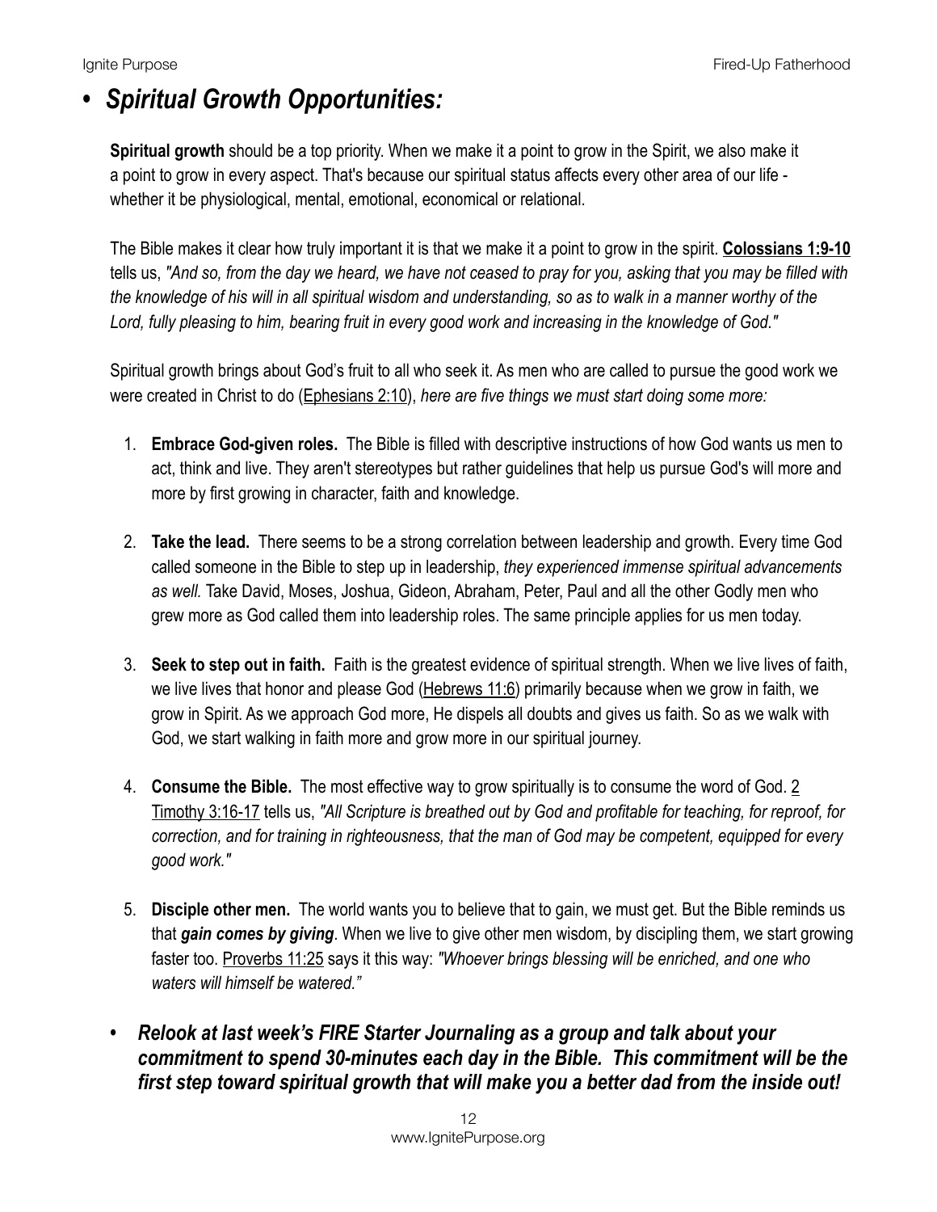- ***Spiritual Growth Opportunities:***

**Spiritual growth** should be a top priority. When we make it a point to grow in the Spirit, we also make it a point to grow in every aspect. That's because our spiritual status affects every other area of our life - whether it be physiological, mental, emotional, economical or relational.

The Bible makes it clear how truly important it is that we make it a point to grow in the spirit. **Colossians 1:9-10** tells us, *"And so, from the day we heard, we have not ceased to pray for you, asking that you may be filled with the knowledge of his will in all spiritual wisdom and understanding, so as to walk in a manner worthy of the Lord, fully pleasing to him, bearing fruit in every good work and increasing in the knowledge of God."*

Spiritual growth brings about God's fruit to all who seek it. As men who are called to pursue the good work we were created in Christ to do (Ephesians 2:10), *here are five things we must start doing some more:*

1. **Embrace God-given roles.** The Bible is filled with descriptive instructions of how God wants us men to act, think and live. They aren't stereotypes but rather guidelines that help us pursue God's will more and more by first growing in character, faith and knowledge.
2. **Take the lead.** There seems to be a strong correlation between leadership and growth. Every time God called someone in the Bible to step up in leadership, *they experienced immense spiritual advancements as well.* Take David, Moses, Joshua, Gideon, Abraham, Peter, Paul and all the other Godly men who grew more as God called them into leadership roles. The same principle applies for us men today.
3. **Seek to step out in faith.** Faith is the greatest evidence of spiritual strength. When we live lives of faith, we live lives that honor and please God (Hebrews 11:6) primarily because when we grow in faith, we grow in Spirit. As we approach God more, He dispels all doubts and gives us faith. So as we walk with God, we start walking in faith more and grow more in our spiritual journey.
4. **Consume the Bible.** The most effective way to grow spiritually is to consume the word of God. 2 Timothy 3:16-17 tells us, *"All Scripture is breathed out by God and profitable for teaching, for reproof, for correction, and for training in righteousness, that the man of God may be competent, equipped for every good work."*
5. **Disciple other men.** The world wants you to believe that to gain, we must get. But the Bible reminds us that ***gain comes by giving***. When we live to give other men wisdom, by discipling them, we start growing faster too. Proverbs 11:25 says it this way: *"Whoever brings blessing will be enriched, and one who waters will himself be watered."*

- ***Relook at last week's FIRE Starter Journaling as a group and talk about your commitment to spend 30-minutes each day in the Bible. This commitment will be the first step toward spiritual growth that will make you a better dad from the inside out!***